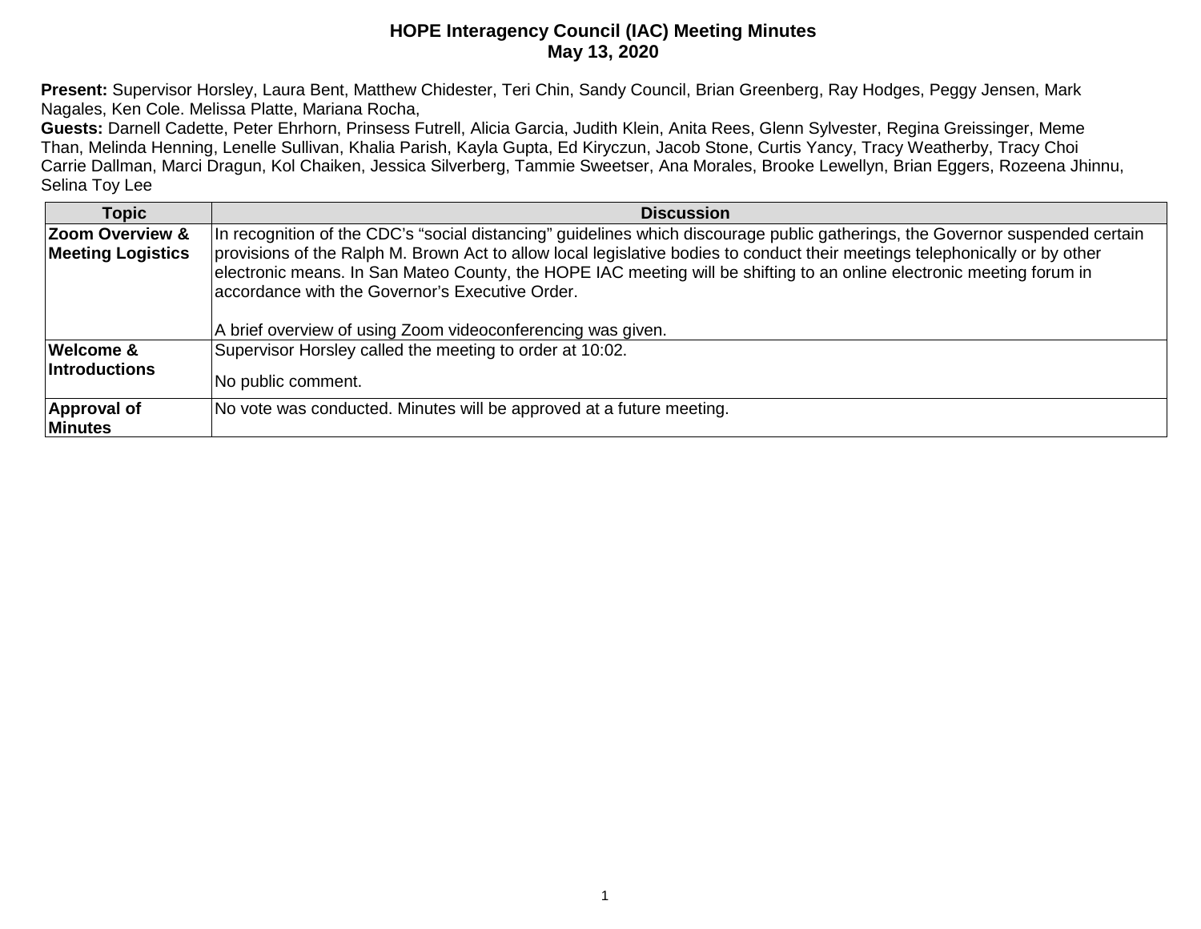# HOPE Interagency Council (IAC) Meeting Minutes
## May 13, 2020

**Present:** Supervisor Horsley, Laura Bent, Matthew Chidester, Teri Chin, Sandy Council, Brian Greenberg, Ray Hodges, Peggy Jensen, Mark Nagales, Ken Cole. Melissa Platte, Mariana Rocha,
**Guests:** Darnell Cadette, Peter Ehrhorn, Prinsess Futrell, Alicia Garcia, Judith Klein, Anita Rees, Glenn Sylvester, Regina Greissinger, Meme Than, Melinda Henning, Lenelle Sullivan, Khalia Parish, Kayla Gupta, Ed Kiryczun, Jacob Stone, Curtis Yancy, Tracy Weatherby, Tracy Choi Carrie Dallman, Marci Dragun, Kol Chaiken, Jessica Silverberg, Tammie Sweetser, Ana Morales, Brooke Lewellyn, Brian Eggers, Rozeena Jhinnu, Selina Toy Lee

| Topic | Discussion |
|---|---|
| **Zoom Overview & Meeting Logistics** | In recognition of the CDC's "social distancing" guidelines which discourage public gatherings, the Governor suspended certain provisions of the Ralph M. Brown Act to allow local legislative bodies to conduct their meetings telephonically or by other electronic means. In San Mateo County, the HOPE IAC meeting will be shifting to an online electronic meeting forum in accordance with the Governor's Executive Order.<br><br>A brief overview of using Zoom videoconferencing was given. |
| **Welcome & Introductions** | Supervisor Horsley called the meeting to order at 10:02.<br><br>No public comment. |
| **Approval of Minutes** | No vote was conducted. Minutes will be approved at a future meeting. |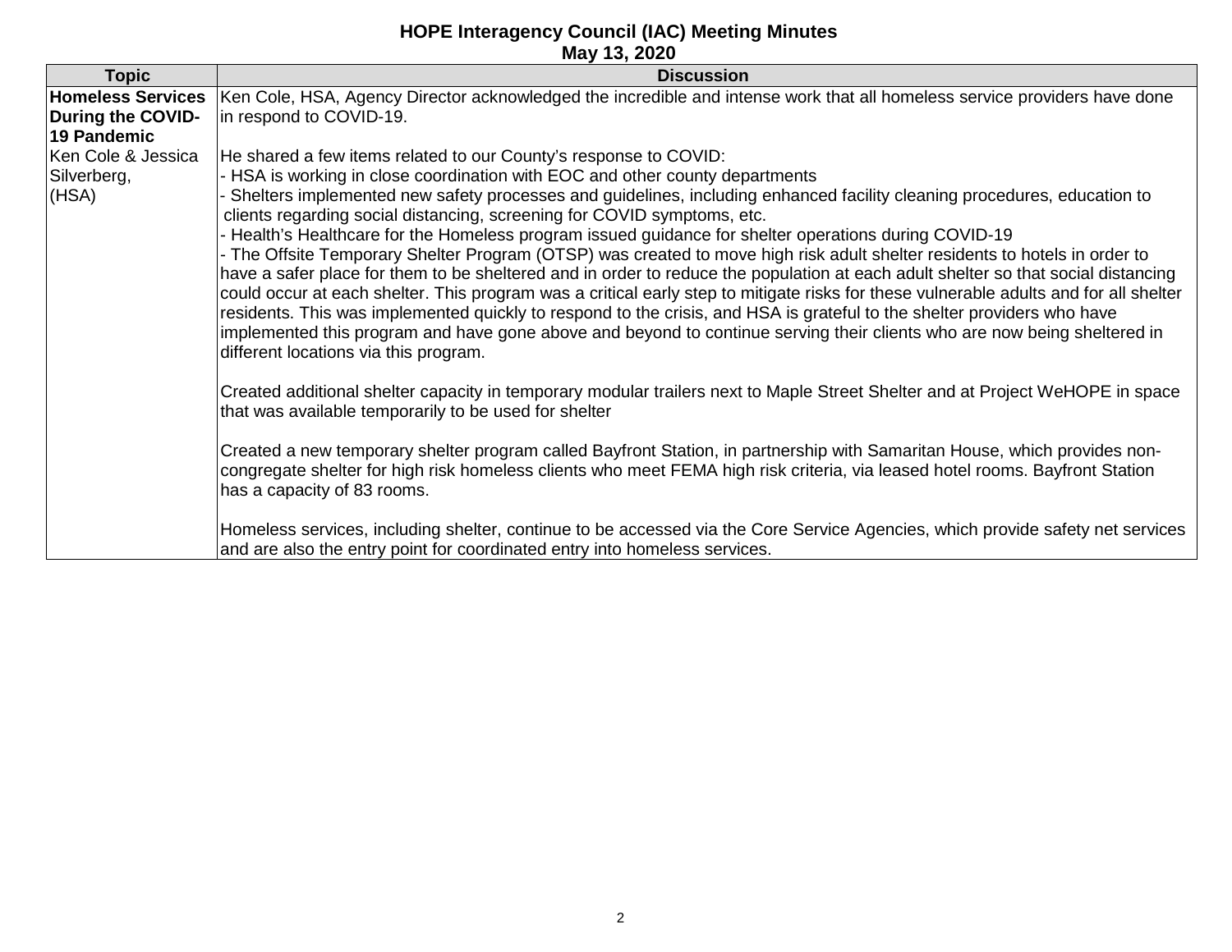# HOPE Interagency Council (IAC) Meeting Minutes
## May 13, 2020

| Topic | Discussion |
|---|---|
| **Homeless Services During the COVID-19 Pandemic**<br>Ken Cole & Jessica Silverberg, (HSA) | Ken Cole, HSA, Agency Director acknowledged the incredible and intense work that all homeless service providers have done in respond to COVID-19.<br><br>He shared a few items related to our County's response to COVID:<br>- HSA is working in close coordination with EOC and other county departments<br>- Shelters implemented new safety processes and guidelines, including enhanced facility cleaning procedures, education to clients regarding social distancing, screening for COVID symptoms, etc.<br>- Health's Healthcare for the Homeless program issued guidance for shelter operations during COVID-19<br>- The Offsite Temporary Shelter Program (OTSP) was created to move high risk adult shelter residents to hotels in order to have a safer place for them to be sheltered and in order to reduce the population at each adult shelter so that social distancing could occur at each shelter. This program was a critical early step to mitigate risks for these vulnerable adults and for all shelter residents. This was implemented quickly to respond to the crisis, and HSA is grateful to the shelter providers who have implemented this program and have gone above and beyond to continue serving their clients who are now being sheltered in different locations via this program.<br><br>Created additional shelter capacity in temporary modular trailers next to Maple Street Shelter and at Project WeHOPE in space that was available temporarily to be used for shelter<br><br>Created a new temporary shelter program called Bayfront Station, in partnership with Samaritan House, which provides non-congregate shelter for high risk homeless clients who meet FEMA high risk criteria, via leased hotel rooms. Bayfront Station has a capacity of 83 rooms.<br><br>Homeless services, including shelter, continue to be accessed via the Core Service Agencies, which provide safety net services and are also the entry point for coordinated entry into homeless services. |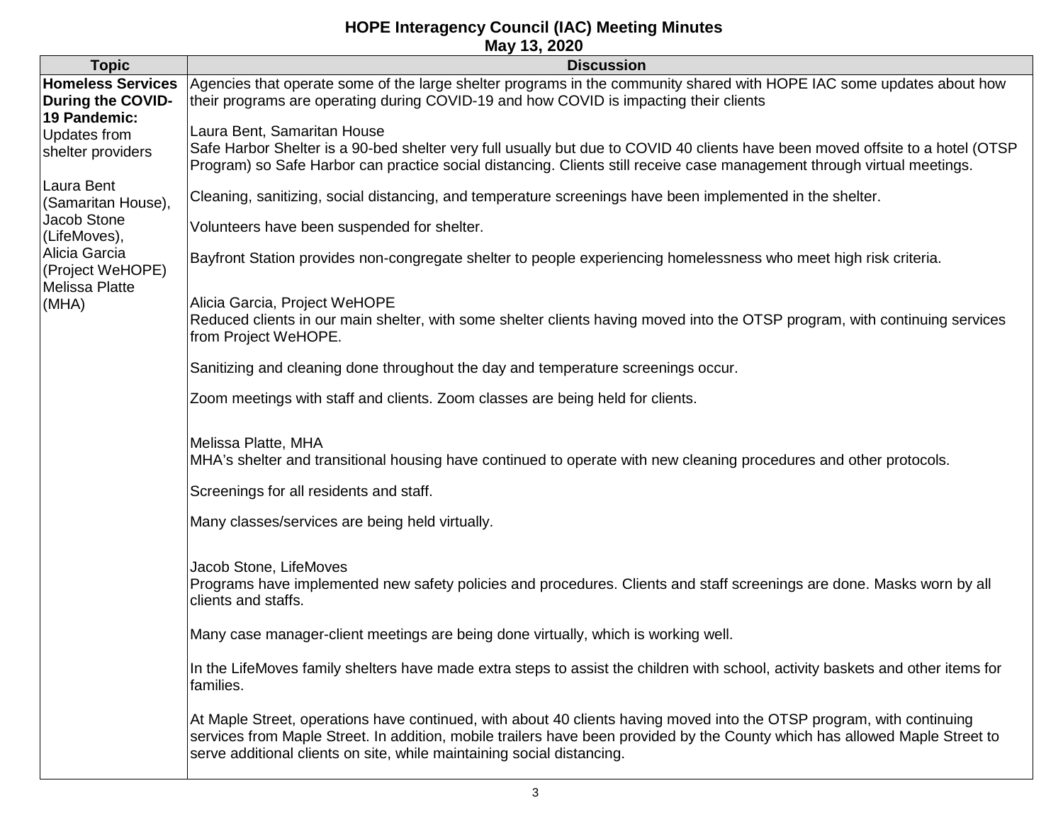# HOPE Interagency Council (IAC) Meeting Minutes
## May 13, 2020

| Topic | Discussion |
|---|---|
| **Homeless Services During the COVID-19 Pandemic:** Updates from shelter providers<br><br>Laura Bent (Samaritan House), Jacob Stone (LifeMoves), Alicia Garcia (Project WeHOPE) Melissa Platte (MHA) | Agencies that operate some of the large shelter programs in the community shared with HOPE IAC some updates about how their programs are operating during COVID-19 and how COVID is impacting their clients<br><br>Laura Bent, Samaritan House<br>Safe Harbor Shelter is a 90-bed shelter very full usually but due to COVID 40 clients have been moved offsite to a hotel (OTSP Program) so Safe Harbor can practice social distancing. Clients still receive case management through virtual meetings.<br><br>Cleaning, sanitizing, social distancing, and temperature screenings have been implemented in the shelter.<br><br>Volunteers have been suspended for shelter.<br><br>Bayfront Station provides non-congregate shelter to people experiencing homelessness who meet high risk criteria.<br><br>Alicia Garcia, Project WeHOPE<br>Reduced clients in our main shelter, with some shelter clients having moved into the OTSP program, with continuing services from Project WeHOPE.<br><br>Sanitizing and cleaning done throughout the day and temperature screenings occur.<br><br>Zoom meetings with staff and clients. Zoom classes are being held for clients.<br><br>Melissa Platte, MHA<br>MHA's shelter and transitional housing have continued to operate with new cleaning procedures and other protocols.<br><br>Screenings for all residents and staff.<br><br>Many classes/services are being held virtually.<br><br>Jacob Stone, LifeMoves<br>Programs have implemented new safety policies and procedures. Clients and staff screenings are done. Masks worn by all clients and staffs.<br><br>Many case manager-client meetings are being done virtually, which is working well.<br><br>In the LifeMoves family shelters have made extra steps to assist the children with school, activity baskets and other items for families.<br><br>At Maple Street, operations have continued, with about 40 clients having moved into the OTSP program, with continuing services from Maple Street. In addition, mobile trailers have been provided by the County which has allowed Maple Street to serve additional clients on site, while maintaining social distancing. |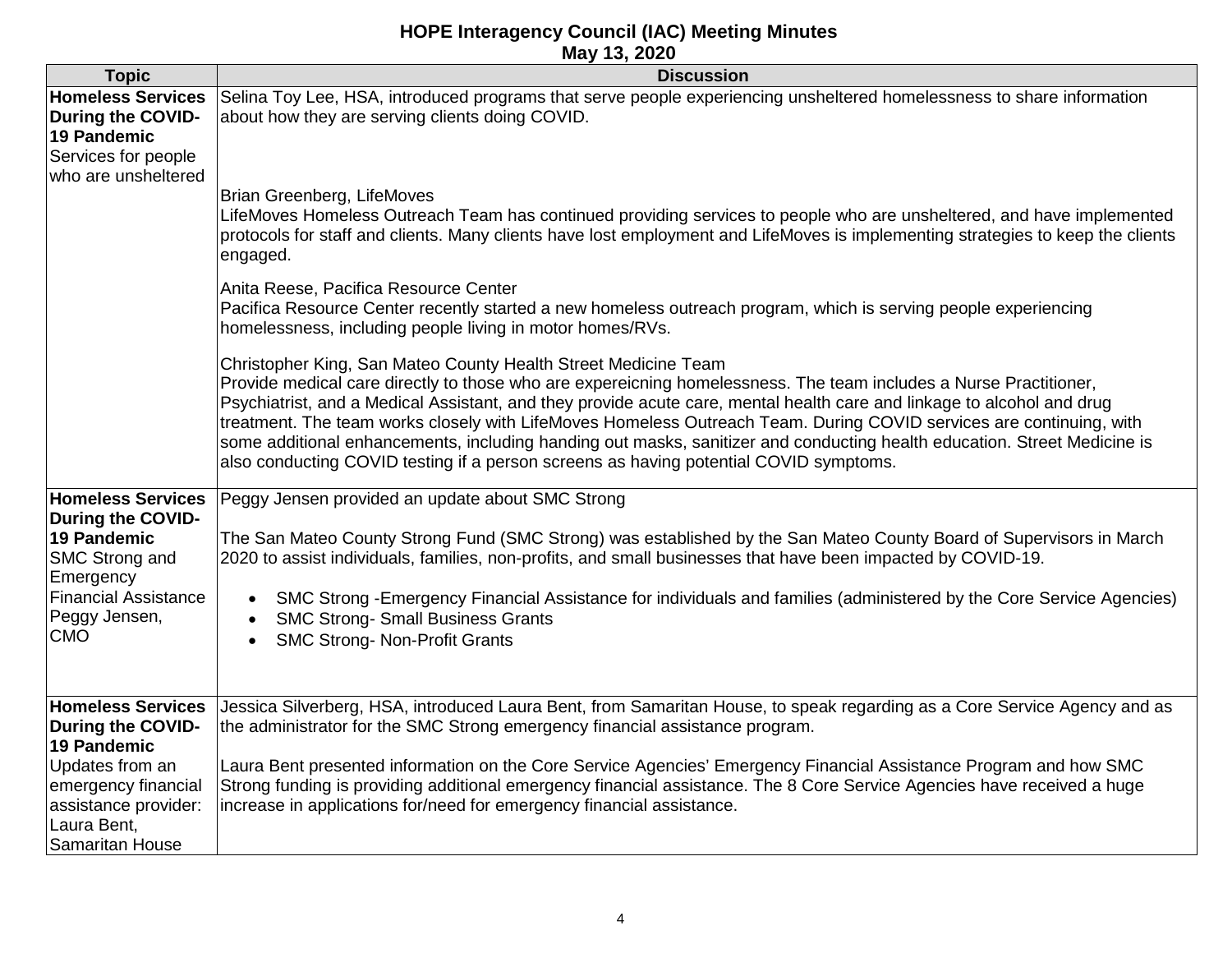# HOPE Interagency Council (IAC) Meeting Minutes

**May 13, 2020**

| Topic | Discussion |
|---|---|
| **Homeless Services During the COVID-19 Pandemic** Services for people who are unsheltered | Selina Toy Lee, HSA, introduced programs that serve people experiencing unsheltered homelessness to share information about how they are serving clients doing COVID.<br><br>Brian Greenberg, LifeMoves<br>LifeMoves Homeless Outreach Team has continued providing services to people who are unsheltered, and have implemented protocols for staff and clients. Many clients have lost employment and LifeMoves is implementing strategies to keep the clients engaged.<br><br>Anita Reese, Pacifica Resource Center<br>Pacifica Resource Center recently started a new homeless outreach program, which is serving people experiencing homelessness, including people living in motor homes/RVs.<br><br>Christopher King, San Mateo County Health Street Medicine Team<br>Provide medical care directly to those who are expereicning homelessness. The team includes a Nurse Practitioner, Psychiatrist, and a Medical Assistant, and they provide acute care, mental health care and linkage to alcohol and drug treatment. The team works closely with LifeMoves Homeless Outreach Team. During COVID services are continuing, with some additional enhancements, including handing out masks, sanitizer and conducting health education. Street Medicine is also conducting COVID testing if a person screens as having potential COVID symptoms. |
| **Homeless Services During the COVID-19 Pandemic** SMC Strong and Emergency Financial Assistance Peggy Jensen, CMO | Peggy Jensen provided an update about SMC Strong<br><br>The San Mateo County Strong Fund (SMC Strong) was established by the San Mateo County Board of Supervisors in March 2020 to assist individuals, families, non-profits, and small businesses that have been impacted by COVID-19.<br><br>• SMC Strong -Emergency Financial Assistance for individuals and families (administered by the Core Service Agencies)<br>• SMC Strong- Small Business Grants<br>• SMC Strong- Non-Profit Grants |
| **Homeless Services During the COVID-19 Pandemic** Updates from an emergency financial assistance provider: Laura Bent, Samaritan House | Jessica Silverberg, HSA, introduced Laura Bent, from Samaritan House, to speak regarding as a Core Service Agency and as the administrator for the SMC Strong emergency financial assistance program.<br><br>Laura Bent presented information on the Core Service Agencies' Emergency Financial Assistance Program and how SMC Strong funding is providing additional emergency financial assistance. The 8 Core Service Agencies have received a huge increase in applications for/need for emergency financial assistance. |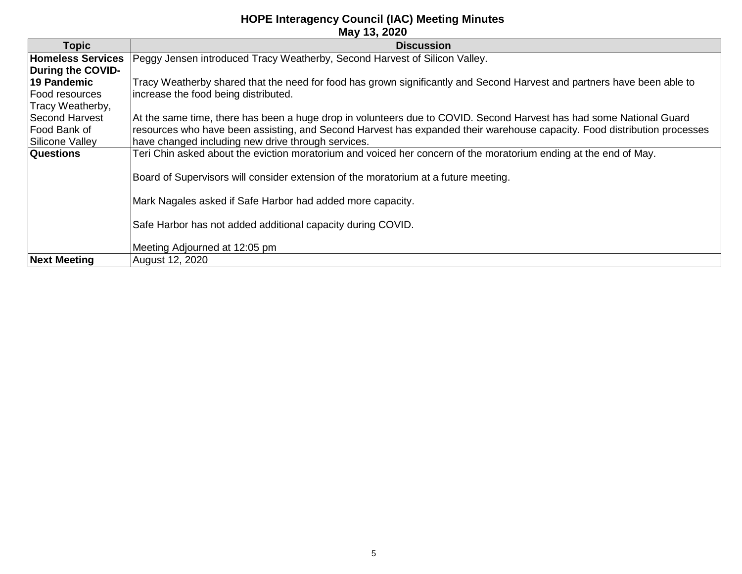**HOPE Interagency Council (IAC) Meeting Minutes**
**May 13, 2020**

| Topic | Discussion |
| --- | --- |
| **Homeless Services During the COVID-19 Pandemic** Food resources Tracy Weatherby, Second Harvest Food Bank of Silicone Valley | Peggy Jensen introduced Tracy Weatherby, Second Harvest of Silicon Valley.<br><br>Tracy Weatherby shared that the need for food has grown significantly and Second Harvest and partners have been able to increase the food being distributed.<br><br>At the same time, there has been a huge drop in volunteers due to COVID. Second Harvest has had some National Guard resources who have been assisting, and Second Harvest has expanded their warehouse capacity. Food distribution processes have changed including new drive through services. |
| **Questions** | Teri Chin asked about the eviction moratorium and voiced her concern of the moratorium ending at the end of May.<br><br>Board of Supervisors will consider extension of the moratorium at a future meeting.<br><br>Mark Nagales asked if Safe Harbor had added more capacity.<br><br>Safe Harbor has not added additional capacity during COVID.<br><br>Meeting Adjourned at 12:05 pm |
| **Next Meeting** | August 12, 2020 |